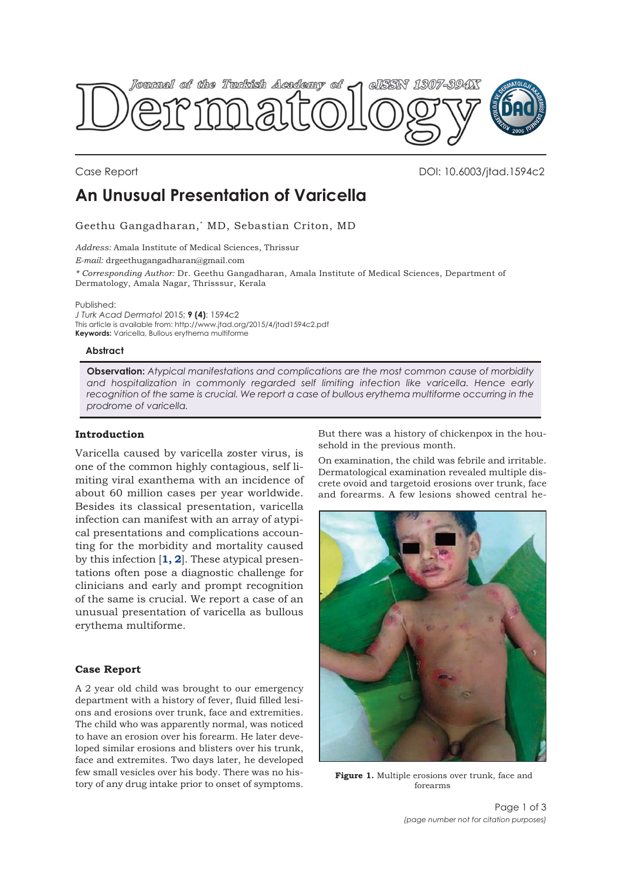Case Report

DOI: 10.6003/jtad.1594c2

# An Unusual Presentation of Varicella

Geethu Gangadharan,* MD, Sebastian Criton, MD

*Address:* Amala Institute of Medical Sciences, Thrissur

*E-mail:* drgeethugangadharan@gmail.com

*\* Corresponding Author:* Dr. Geethu Gangadharan, Amala Institute of Medical Sciences, Department of Dermatology, Amala Nagar, Thrisssur, Kerala

Published:
*J Turk Acad Dermatol* 2015; **9 (4)**: 1594c2
This article is available from: http://www.jtad.org/2015/4/jtad1594c2.pdf
**Keywords:** Varicella, Bullous erythema multiforme

### Abstract

**Observation:** *Atypical manifestations and complications are the most common cause of morbidity and hospitalization in commonly regarded self limiting infection like varicella. Hence early recognition of the same is crucial. We report a case of bullous erythema multiforme occurring in the prodrome of varicella.*

## Introduction

Varicella caused by varicella zoster virus, is one of the common highly contagious, self limiting viral exanthema with an incidence of about 60 million cases per year worldwide. Besides its classical presentation, varicella infection can manifest with an array of atypical presentations and complications accounting for the morbidity and mortality caused by this infection [1, 2]. These atypical presentations often pose a diagnostic challenge for clinicians and early and prompt recognition of the same is crucial. We report a case of an unusual presentation of varicella as bullous erythema multiforme.

## Case Report

A 2 year old child was brought to our emergency department with a history of fever, fluid filled lesions and erosions over trunk, face and extremities. The child who was apparently normal, was noticed to have an erosion over his forearm. He later developed similar erosions and blisters over his trunk, face and extremites. Two days later, he developed few small vesicles over his body. There was no history of any drug intake prior to onset of symptoms. But there was a history of chickenpox in the household in the previous month.

On examination, the child was febrile and irritable. Dermatological examination revealed multiple discrete ovoid and targetoid erosions over trunk, face and forearms. A few lesions showed central he-

**Figure 1.** Multiple erosions over trunk, face and forearms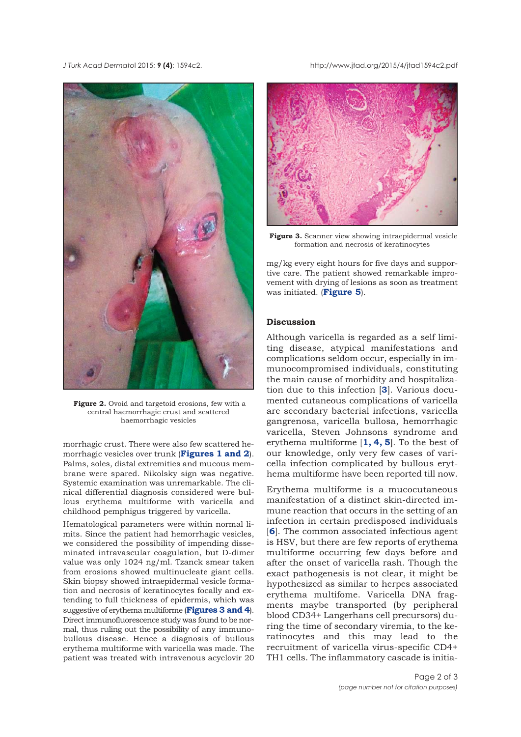Figure 2. Ovoid and targetoid erosions, few with a central haemorrhagic crust and scattered haemorrhagic vesicles

morrhagic crust. There were also few scattered hemorrhagic vesicles over trunk (**Figures 1 and 2**). Palms, soles, distal extremities and mucous membrane were spared. Nikolsky sign was negative. Systemic examination was unremarkable. The clinical differential diagnosis considered were bullous erythema multiforme with varicella and childhood pemphigus triggered by varicella.

Hematological parameters were within normal limits. Since the patient had hemorrhagic vesicles, we considered the possibility of impending disseminated intravascular coagulation, but D-dimer value was only 1024 ng/ml. Tzanck smear taken from erosions showed multinucleate giant cells. Skin biopsy showed intraepidermal vesicle formation and necrosis of keratinocytes focally and extending to full thickness of epidermis, which was suggestive of erythema multiforme (**Figures 3 and 4**). Direct immunofluorescence study was found to be normal, thus ruling out the possibility of any immunobullous disease. Hence a diagnosis of bullous erythema multiforme with varicella was made. The patient was treated with intravenous acyclovir 20 mg/kg every eight hours for five days and supportive care. The patient showed remarkable improvement with drying of lesions as soon as treatment was initiated. (**Figure 5**).

Figure 3. Scanner view showing intraepidermal vesicle formation and necrosis of keratinocytes

## Discussion

Although varicella is regarded as a self limiting disease, atypical manifestations and complications seldom occur, especially in immunocompromised individuals, constituting the main cause of morbidity and hospitalization due to this infection [3]. Various documented cutaneous complications of varicella are secondary bacterial infections, varicella gangrenosa, varicella bullosa, hemorrhagic varicella, Steven Johnsons syndrome and erythema multiforme [1, 4, 5]. To the best of our knowledge, only very few cases of varicella infection complicated by bullous erythema multiforme have been reported till now.

Erythema multiforme is a mucocutaneous manifestation of a distinct skin-directed immune reaction that occurs in the setting of an infection in certain predisposed individuals [6]. The common associated infectious agent is HSV, but there are few reports of erythema multiforme occurring few days before and after the onset of varicella rash. Though the exact pathogenesis is not clear, it might be hypothesized as similar to herpes associated erythema multifome. Varicella DNA fragments maybe transported (by peripheral blood CD34+ Langerhans cell precursors) during the time of secondary viremia, to the keratinocytes and this may lead to the recruitment of varicella virus-specific CD4+ TH1 cells. The inflammatory cascade is initia-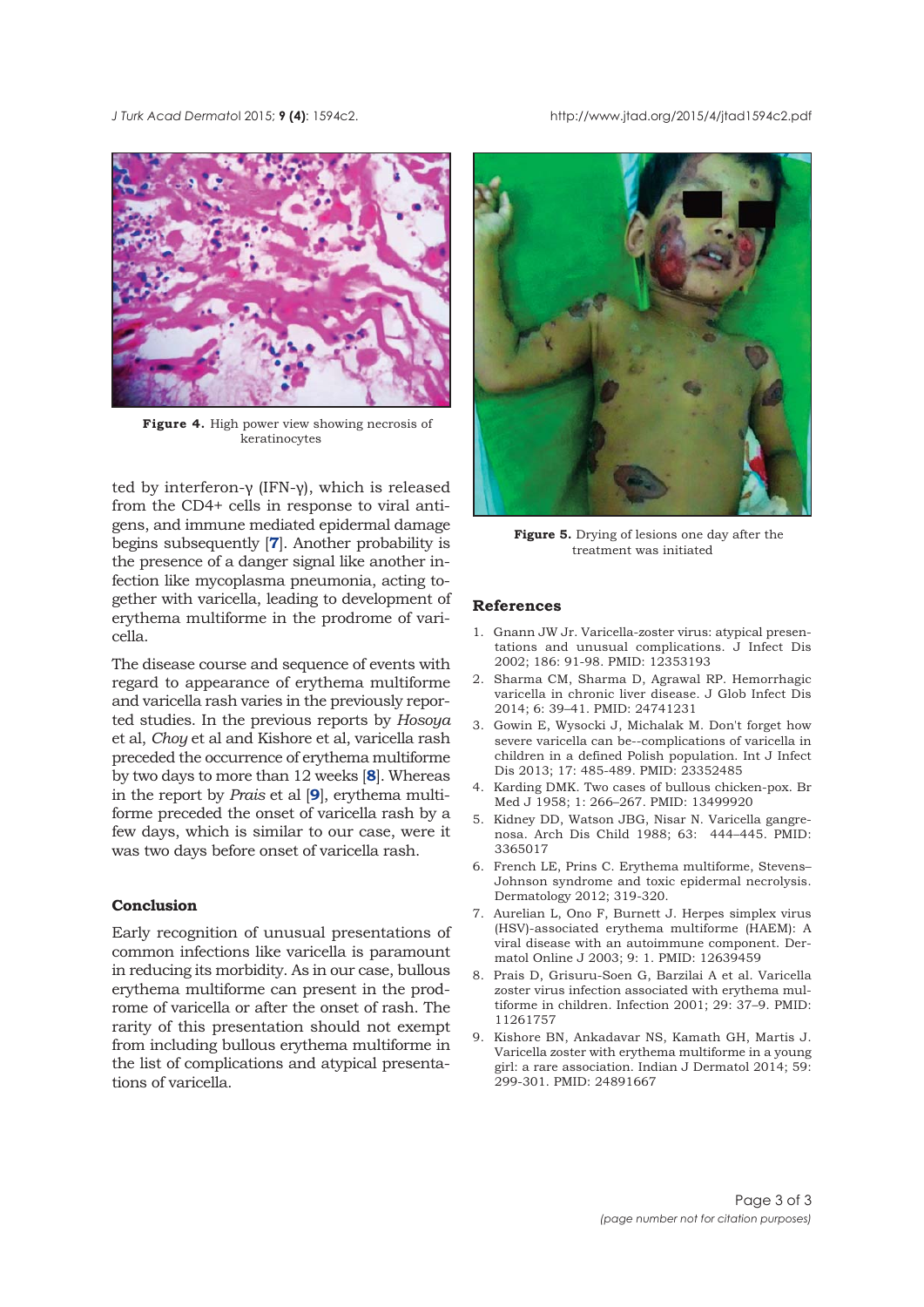Figure 4. High power view showing necrosis of keratinocytes

ted by interferon-γ (IFN-γ), which is released from the CD4+ cells in response to viral antigens, and immune mediated epidermal damage begins subsequently [7]. Another probability is the presence of a danger signal like another infection like mycoplasma pneumonia, acting together with varicella, leading to development of erythema multiforme in the prodrome of varicella.

The disease course and sequence of events with regard to appearance of erythema multiforme and varicella rash varies in the previously reported studies. In the previous reports by *Hosoya* et al, *Choy* et al and Kishore et al, varicella rash preceded the occurrence of erythema multiforme by two days to more than 12 weeks [8]. Whereas in the report by *Prais* et al [9], erythema multiforme preceded the onset of varicella rash by a few days, which is similar to our case, were it was two days before onset of varicella rash.

### Conclusion

Early recognition of unusual presentations of common infections like varicella is paramount in reducing its morbidity. As in our case, bullous erythema multiforme can present in the prodrome of varicella or after the onset of rash. The rarity of this presentation should not exempt from including bullous erythema multiforme in the list of complications and atypical presentations of varicella.

Figure 5. Drying of lesions one day after the treatment was initiated

### References

1. Gnann JW Jr. Varicella-zoster virus: atypical presentations and unusual complications. J Infect Dis 2002; 186: 91-98. PMID: 12353193
2. Sharma CM, Sharma D, Agrawal RP. Hemorrhagic varicella in chronic liver disease. J Glob Infect Dis 2014; 6: 39–41. PMID: 24741231
3. Gowin E, Wysocki J, Michalak M. Don't forget how severe varicella can be--complications of varicella in children in a defined Polish population. Int J Infect Dis 2013; 17: 485-489. PMID: 23352485
4. Karding DMK. Two cases of bullous chicken-pox. Br Med J 1958; 1: 266–267. PMID: 13499920
5. Kidney DD, Watson JBG, Nisar N. Varicella gangrenosa. Arch Dis Child 1988; 63: 444–445. PMID: 3365017
6. French LE, Prins C. Erythema multiforme, Stevens–Johnson syndrome and toxic epidermal necrolysis. Dermatology 2012; 319-320.
7. Aurelian L, Ono F, Burnett J. Herpes simplex virus (HSV)-associated erythema multiforme (HAEM): A viral disease with an autoimmune component. Dermatol Online J 2003; 9: 1. PMID: 12639459
8. Prais D, Grisuru-Soen G, Barzilai A et al. Varicella zoster virus infection associated with erythema multiforme in children. Infection 2001; 29: 37–9. PMID: 11261757
9. Kishore BN, Ankadavar NS, Kamath GH, Martis J. Varicella zoster with erythema multiforme in a young girl: a rare association. Indian J Dermatol 2014; 59: 299-301. PMID: 24891667